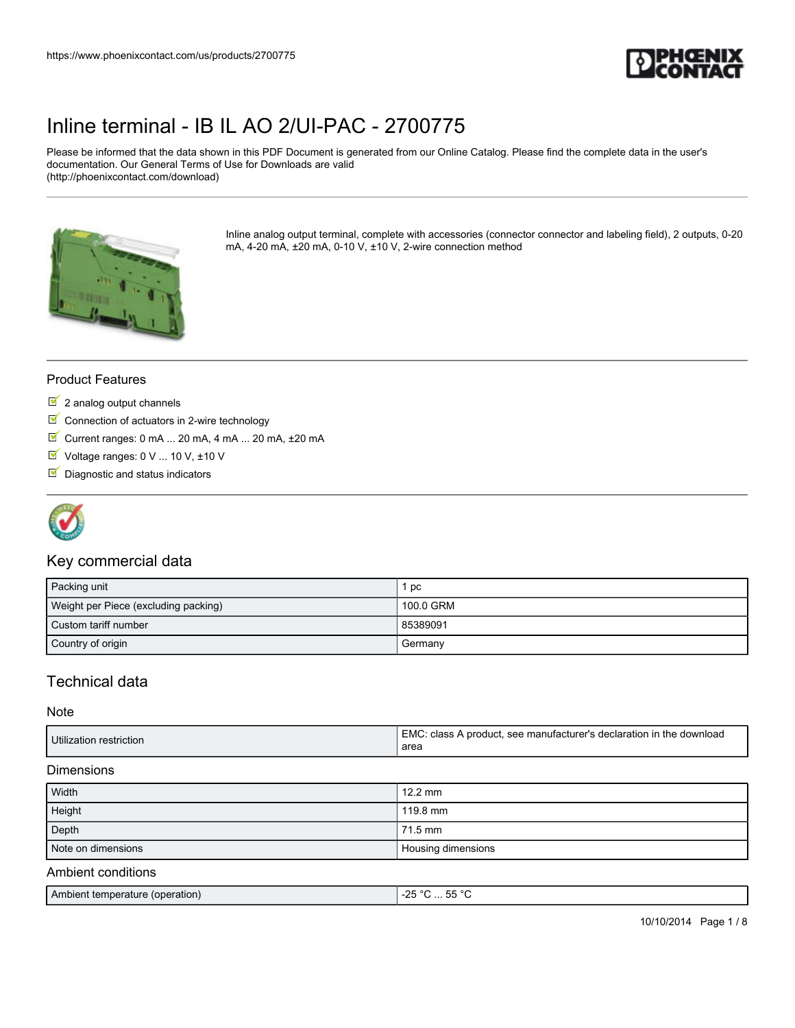# Inline terminal - IB IL AO 2/UI-PAC - 2700775

Please be informed that the data shown in this PDF Document is generated from our Online Catalog. Please find the complete data in the user's documentation. Our General Terms of Use for Downloads are valid (http://phoenixcontact.com/download)

Inline analog output terminal, complete with accessories (connector connector and labeling field), 2 outputs, 0-20 mA, 4-20 mA, ±20 mA, 0-10 V, ±10 V, 2-wire connection method

## Product Features

- 2 analog output channels
- Connection of actuators in 2-wire technology
- Current ranges: 0 mA ... 20 mA, 4 mA ... 20 mA, ±20 mA
- Voltage ranges: 0 V ... 10 V, ±10 V
- Diagnostic and status indicators

## Key commercial data

| | |
|---|---|
| Packing unit | 1 pc |
| Weight per Piece (excluding packing) | 100.0 GRM |
| Custom tariff number | 85389091 |
| Country of origin | Germany |

## Technical data

### Note

| | |
|---|---|
| Utilization restriction | EMC: class A product, see manufacturer's declaration in the download area |

### Dimensions

| | |
|---|---|
| Width | 12.2 mm |
| Height | 119.8 mm |
| Depth | 71.5 mm |
| Note on dimensions | Housing dimensions |

### Ambient conditions

| | |
|---|---|
| Ambient temperature (operation) | -25 °C ... 55 °C |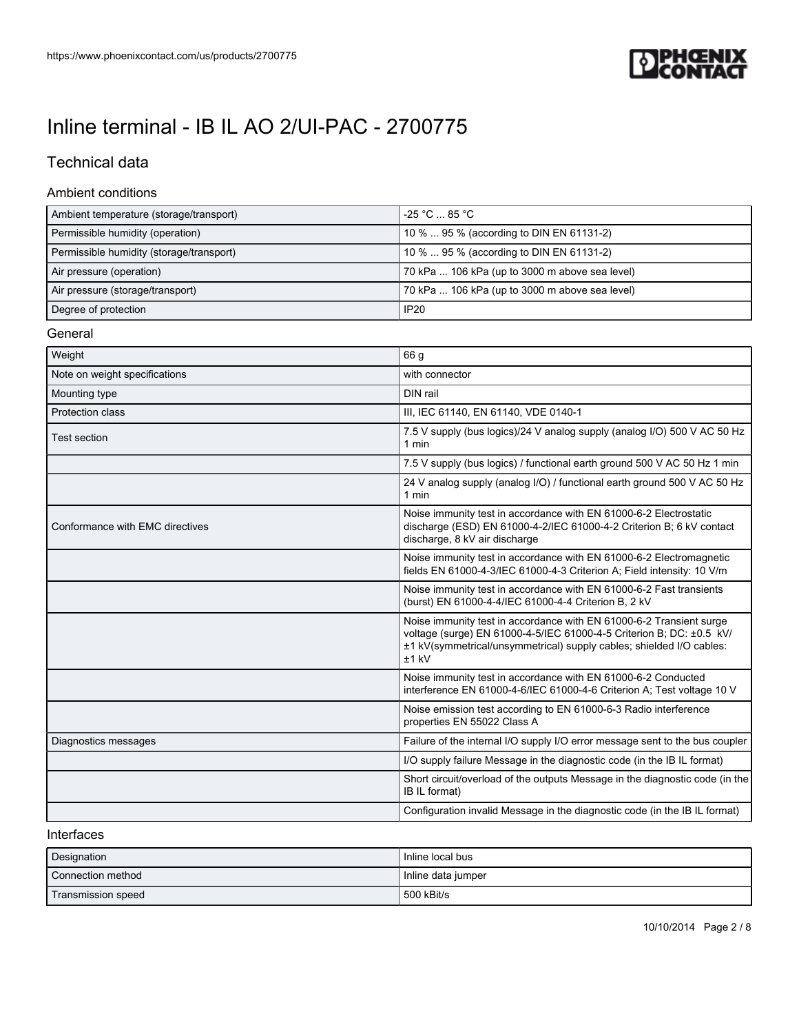# Inline terminal - IB IL AO 2/UI-PAC - 2700775

## Technical data

### Ambient conditions

| | |
|---|---|
| Ambient temperature (storage/transport) | -25 °C ... 85 °C |
| Permissible humidity (operation) | 10 % ... 95 % (according to DIN EN 61131-2) |
| Permissible humidity (storage/transport) | 10 % ... 95 % (according to DIN EN 61131-2) |
| Air pressure (operation) | 70 kPa ... 106 kPa (up to 3000 m above sea level) |
| Air pressure (storage/transport) | 70 kPa ... 106 kPa (up to 3000 m above sea level) |
| Degree of protection | IP20 |

### General

| | |
|---|---|
| Weight | 66 g |
| Note on weight specifications | with connector |
| Mounting type | DIN rail |
| Protection class | III, IEC 61140, EN 61140, VDE 0140-1 |
| Test section | 7.5 V supply (bus logics)/24 V analog supply (analog I/O) 500 V AC 50 Hz 1 min |
| | 7.5 V supply (bus logics) / functional earth ground 500 V AC 50 Hz 1 min |
| | 24 V analog supply (analog I/O) / functional earth ground 500 V AC 50 Hz 1 min |
| Conformance with EMC directives | Noise immunity test in accordance with EN 61000-6-2 Electrostatic discharge (ESD) EN 61000-4-2/IEC 61000-4-2 Criterion B; 6 kV contact discharge, 8 kV air discharge |
| | Noise immunity test in accordance with EN 61000-6-2 Electromagnetic fields EN 61000-4-3/IEC 61000-4-3 Criterion A; Field intensity: 10 V/m |
| | Noise immunity test in accordance with EN 61000-6-2 Fast transients (burst) EN 61000-4-4/IEC 61000-4-4 Criterion B, 2 kV |
| | Noise immunity test in accordance with EN 61000-6-2 Transient surge voltage (surge) EN 61000-4-5/IEC 61000-4-5 Criterion B; DC: ±0.5 kV/ ±1 kV(symmetrical/unsymmetrical) supply cables; shielded I/O cables: ±1 kV |
| | Noise immunity test in accordance with EN 61000-6-2 Conducted interference EN 61000-4-6/IEC 61000-4-6 Criterion A; Test voltage 10 V |
| | Noise emission test according to EN 61000-6-3 Radio interference properties EN 55022 Class A |
| Diagnostics messages | Failure of the internal I/O supply I/O error message sent to the bus coupler |
| | I/O supply failure Message in the diagnostic code (in the IB IL format) |
| | Short circuit/overload of the outputs Message in the diagnostic code (in the IB IL format) |
| | Configuration invalid Message in the diagnostic code (in the IB IL format) |

### Interfaces

| | |
|---|---|
| Designation | Inline local bus |
| Connection method | Inline data jumper |
| Transmission speed | 500 kBit/s |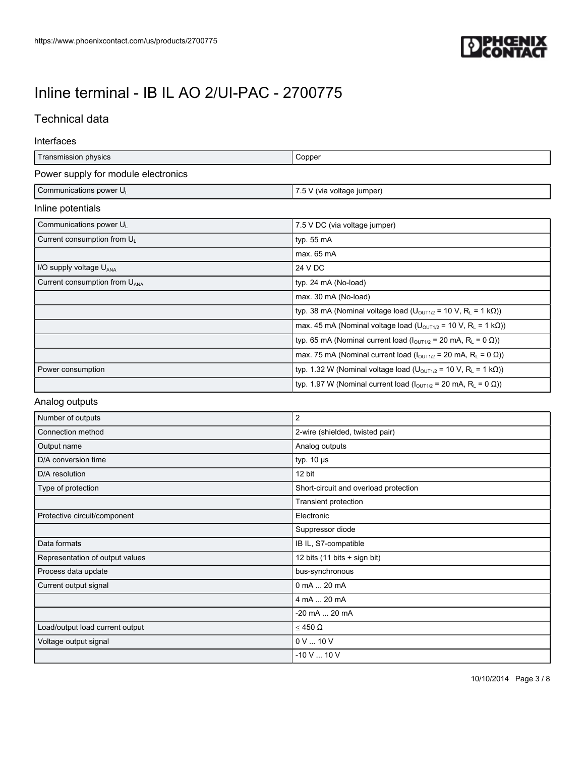# Inline terminal - IB IL AO 2/UI-PAC - 2700775

## Technical data

### Interfaces

| | |
|---|---|
| Transmission physics | Copper |

### Power supply for module electronics

| | |
|---|---|
| Communications power $U_L$ | 7.5 V (via voltage jumper) |

### Inline potentials

| | |
|---|---|
| Communications power $U_L$ | 7.5 V DC (via voltage jumper) |
| Current consumption from $U_L$ | typ. 55 mA |
| | max. 65 mA |
| I/O supply voltage $U_{ANA}$ | 24 V DC |
| Current consumption from $U_{ANA}$ | typ. 24 mA (No-load) |
| | max. 30 mA (No-load) |
| | typ. 38 mA (Nominal voltage load ($U_{OUT1/2}$ = 10 V, $R_L$ = 1 kΩ)) |
| | max. 45 mA (Nominal voltage load ($U_{OUT1/2}$ = 10 V, $R_L$ = 1 kΩ)) |
| | typ. 65 mA (Nominal current load ($I_{OUT1/2}$ = 20 mA, $R_L$ = 0 Ω)) |
| | max. 75 mA (Nominal current load ($I_{OUT1/2}$ = 20 mA, $R_L$ = 0 Ω)) |
| Power consumption | typ. 1.32 W (Nominal voltage load ($U_{OUT1/2}$ = 10 V, $R_L$ = 1 kΩ)) |
| | typ. 1.97 W (Nominal current load ($I_{OUT1/2}$ = 20 mA, $R_L$ = 0 Ω)) |

### Analog outputs

| | |
|---|---|
| Number of outputs | 2 |
| Connection method | 2-wire (shielded, twisted pair) |
| Output name | Analog outputs |
| D/A conversion time | typ. 10 µs |
| D/A resolution | 12 bit |
| Type of protection | Short-circuit and overload protection |
| | Transient protection |
| Protective circuit/component | Electronic |
| | Suppressor diode |
| Data formats | IB IL, S7-compatible |
| Representation of output values | 12 bits (11 bits + sign bit) |
| Process data update | bus-synchronous |
| Current output signal | 0 mA ... 20 mA |
| | 4 mA ... 20 mA |
| | -20 mA ... 20 mA |
| Load/output load current output | ≤ 450 Ω |
| Voltage output signal | 0 V ... 10 V |
| | -10 V ... 10 V |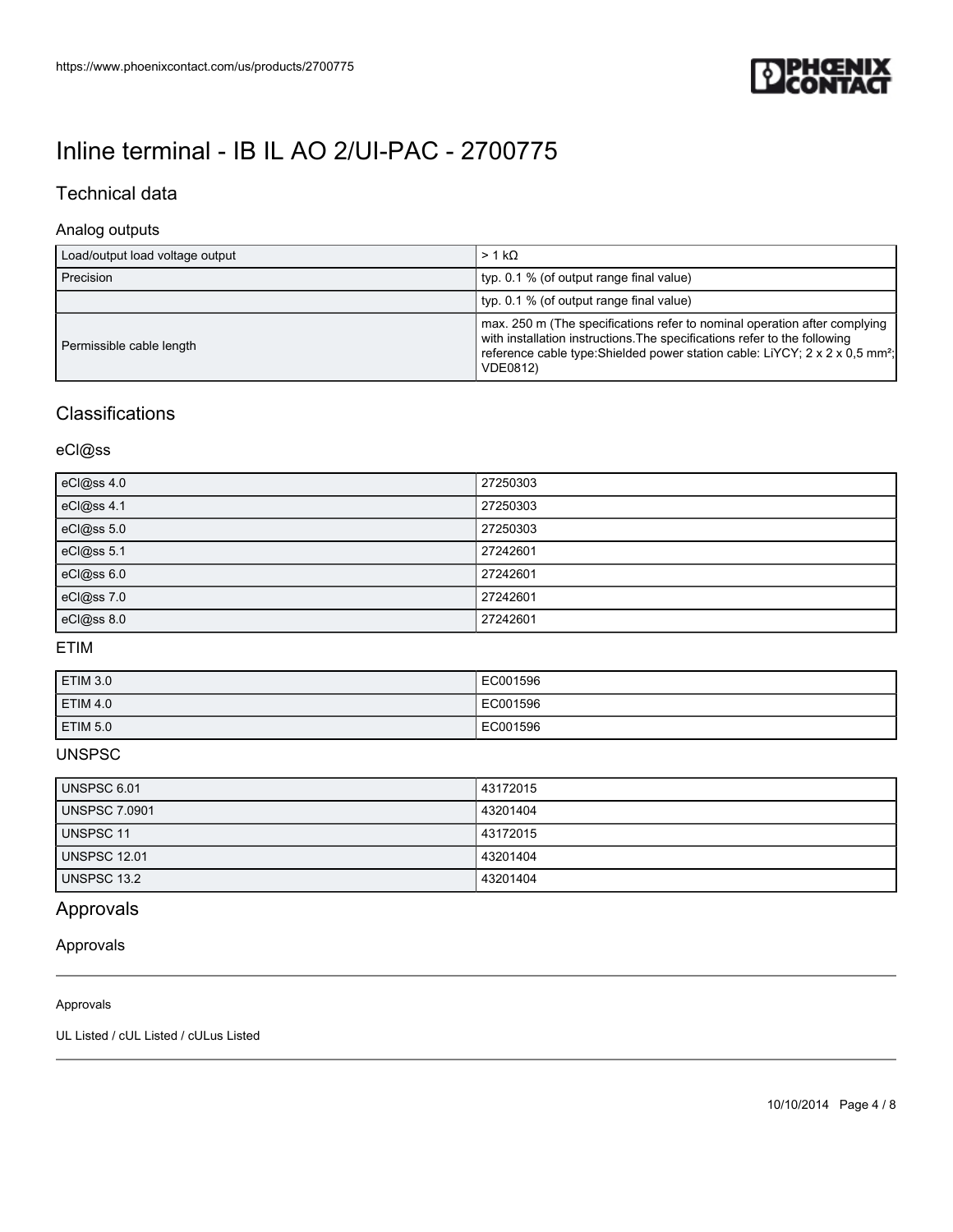# Inline terminal - IB IL AO 2/UI-PAC - 2700775

## Technical data

### Analog outputs

| | |
|---|---|
| Load/output load voltage output | > 1 kΩ |
| Precision | typ. 0.1 % (of output range final value) |
| | typ. 0.1 % (of output range final value) |
| Permissible cable length | max. 250 m (The specifications refer to nominal operation after complying with installation instructions.The specifications refer to the following reference cable type:Shielded power station cable: LiYCY; 2 x 2 x 0,5 mm²; VDE0812) |

## Classifications

### eCl@ss

| | |
|---|---|
| eCl@ss 4.0 | 27250303 |
| eCl@ss 4.1 | 27250303 |
| eCl@ss 5.0 | 27250303 |
| eCl@ss 5.1 | 27242601 |
| eCl@ss 6.0 | 27242601 |
| eCl@ss 7.0 | 27242601 |
| eCl@ss 8.0 | 27242601 |

### ETIM

| | |
|---|---|
| ETIM 3.0 | EC001596 |
| ETIM 4.0 | EC001596 |
| ETIM 5.0 | EC001596 |

### UNSPSC

| | |
|---|---|
| UNSPSC 6.01 | 43172015 |
| UNSPSC 7.0901 | 43201404 |
| UNSPSC 11 | 43172015 |
| UNSPSC 12.01 | 43201404 |
| UNSPSC 13.2 | 43201404 |

## Approvals

### Approvals

Approvals

UL Listed / cUL Listed / cULus Listed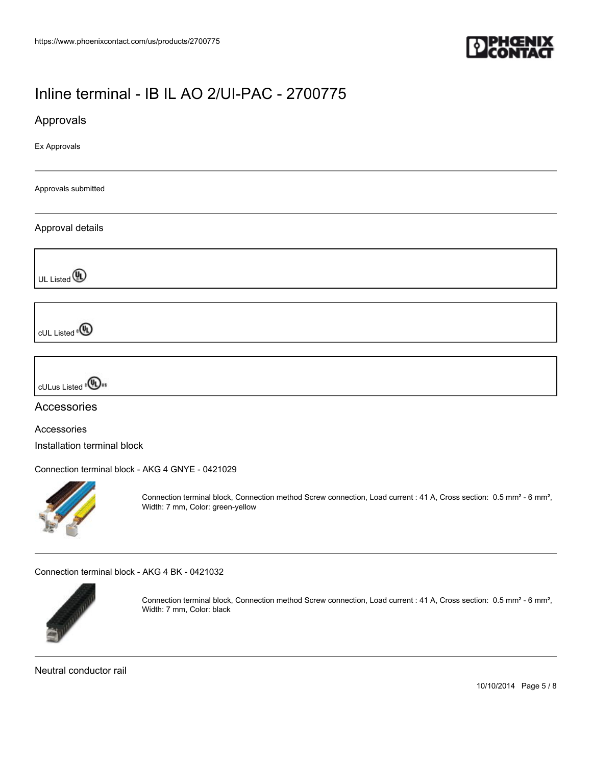# Inline terminal - IB IL AO 2/UI-PAC - 2700775

## Approvals

Ex Approvals

Approvals submitted

### Approval details

| UL Listed |
|---|

| cUL Listed |
|---|

| cULus Listed |
|---|

## Accessories

### Accessories

### Installation terminal block

Connection terminal block - AKG 4 GNYE - 0421029

Connection terminal block, Connection method Screw connection, Load current : 41 A, Cross section: 0.5 mm² - 6 mm², Width: 7 mm, Color: green-yellow

Connection terminal block - AKG 4 BK - 0421032

Connection terminal block, Connection method Screw connection, Load current : 41 A, Cross section: 0.5 mm² - 6 mm², Width: 7 mm, Color: black

### Neutral conductor rail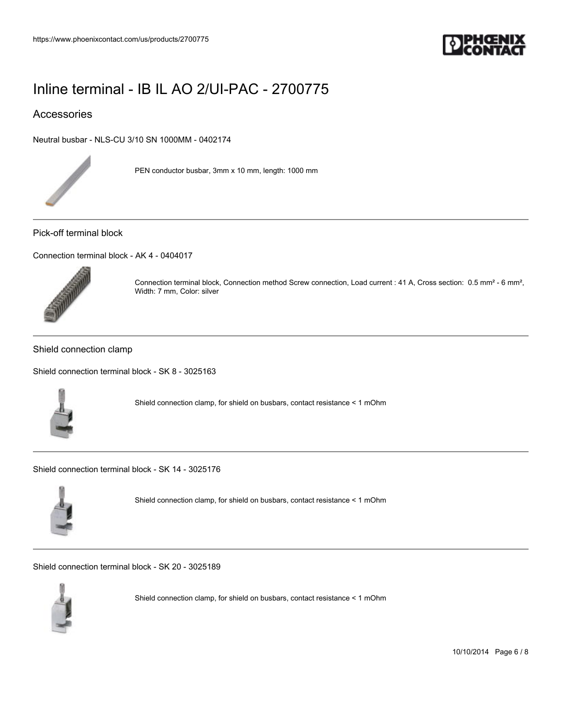# Inline terminal - IB IL AO 2/UI-PAC - 2700775

## Accessories

Neutral busbar - NLS-CU 3/10 SN 1000MM - 0402174

PEN conductor busbar, 3mm x 10 mm, length: 1000 mm

---

### Pick-off terminal block

Connection terminal block - AK 4 - 0404017

Connection terminal block, Connection method Screw connection, Load current : 41 A, Cross section: 0.5 mm² - 6 mm², Width: 7 mm, Color: silver

---

### Shield connection clamp

Shield connection terminal block - SK 8 - 3025163

Shield connection clamp, for shield on busbars, contact resistance < 1 mOhm

---

Shield connection terminal block - SK 14 - 3025176

Shield connection clamp, for shield on busbars, contact resistance < 1 mOhm

---

Shield connection terminal block - SK 20 - 3025189

Shield connection clamp, for shield on busbars, contact resistance < 1 mOhm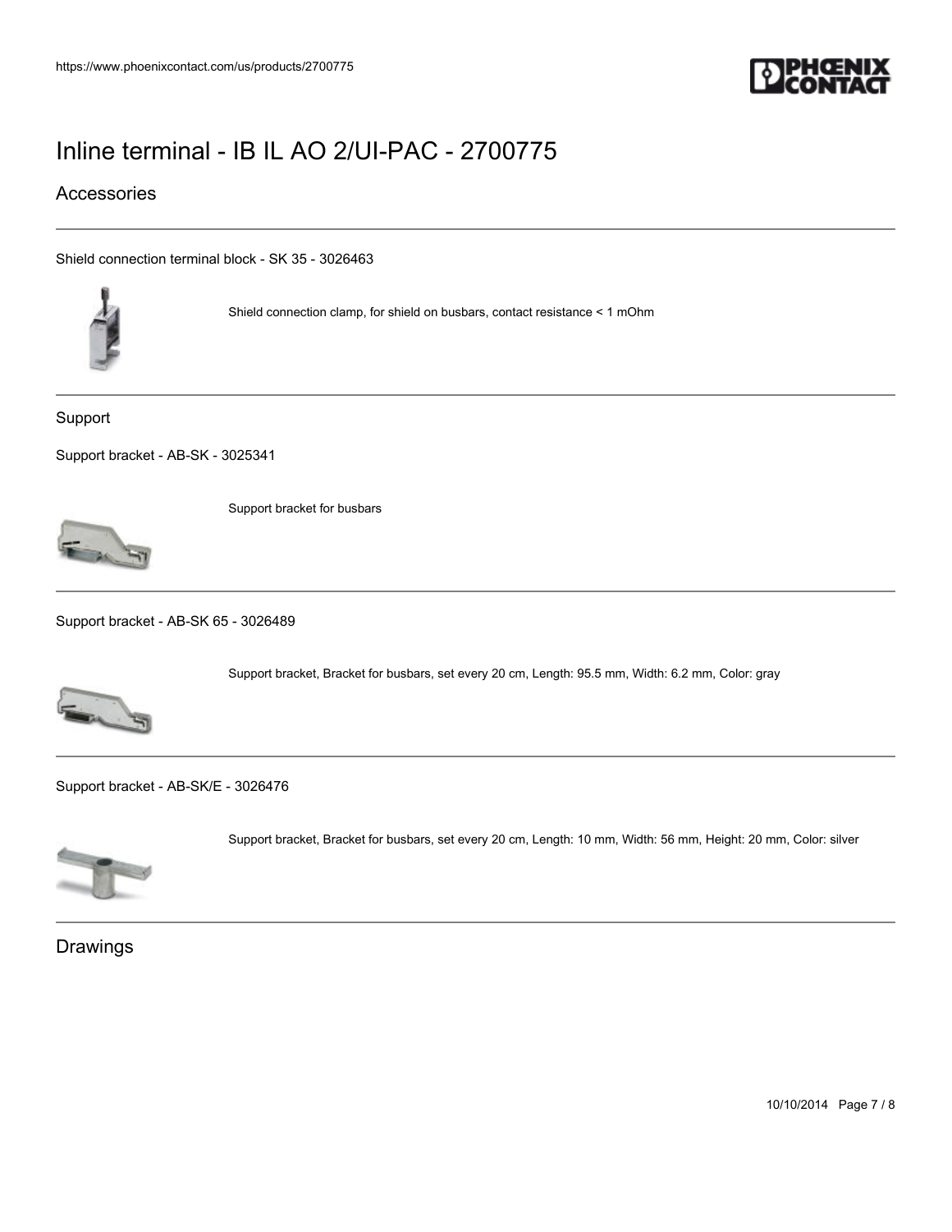# Inline terminal - IB IL AO 2/UI-PAC - 2700775

## Accessories

Shield connection terminal block - SK 35 - 3026463

Shield connection clamp, for shield on busbars, contact resistance < 1 mOhm

### Support

Support bracket - AB-SK - 3025341

Support bracket for busbars

Support bracket - AB-SK 65 - 3026489

Support bracket, Bracket for busbars, set every 20 cm, Length: 95.5 mm, Width: 6.2 mm, Color: gray

Support bracket - AB-SK/E - 3026476

Support bracket, Bracket for busbars, set every 20 cm, Length: 10 mm, Width: 56 mm, Height: 20 mm, Color: silver

## Drawings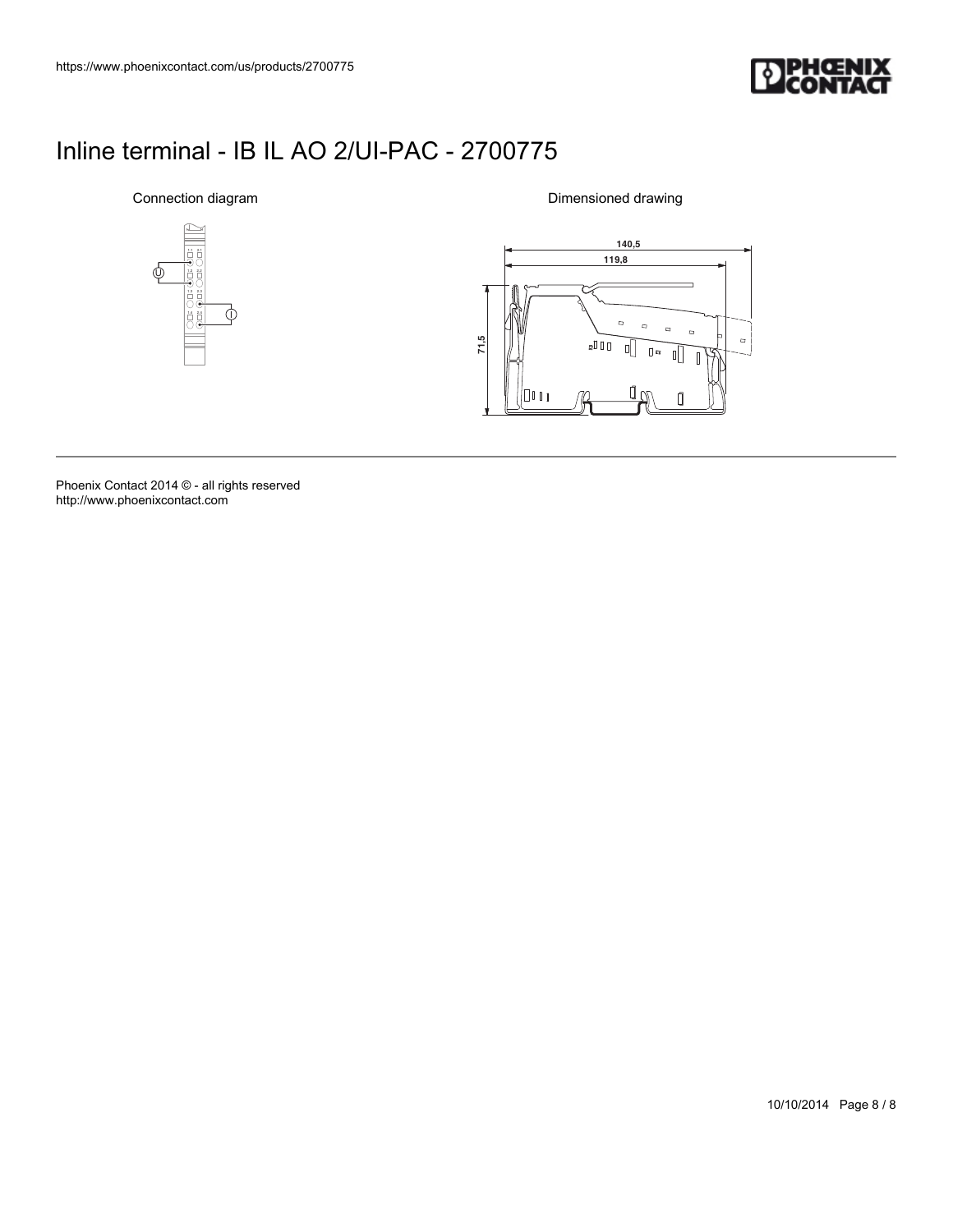# Inline terminal - IB IL AO 2/UI-PAC - 2700775

Connection diagram

U

I

Dimensioned drawing

140,5

119,8

71,5

Phoenix Contact 2014 © - all rights reserved
http://www.phoenixcontact.com